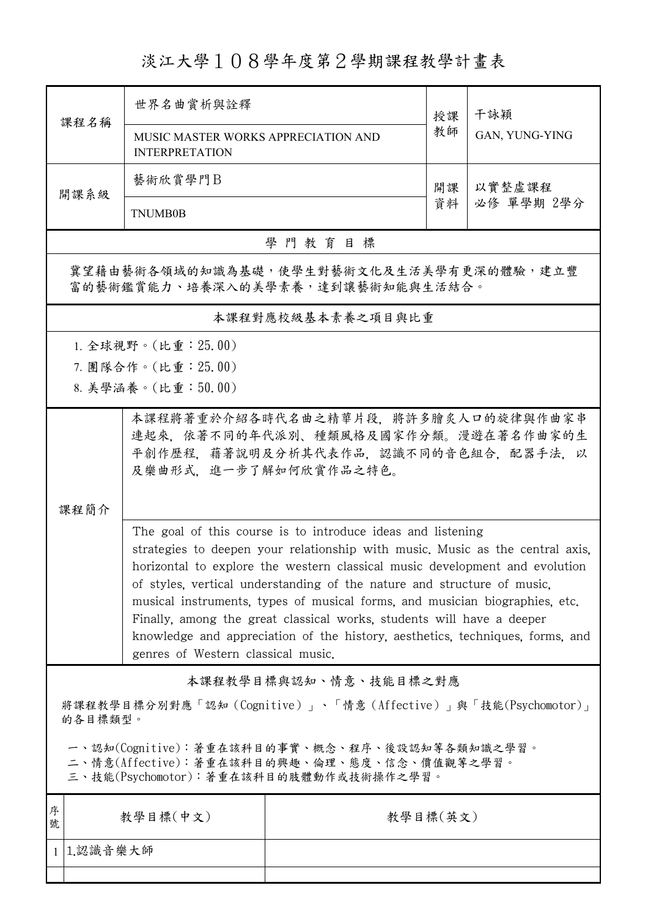# 淡江大學１０８學年度第２學期課程教學計畫表

| 課程名稱 | 世界名曲賞析與詮釋<br>MUSIC MASTER WORKS APPRECIATION AND INTERPRETATION | 授課教師 | 干詠穎<br>GAN, YUNG-YING |
|---|---|---|---|
| 開課系級 | 藝術欣賞學門Ｂ<br>TNUMB0B | 開課資料 | 以實整虛課程<br>必修 單學期 2學分 |

## 學 門 教 育 目 標

冀望藉由藝術各領域的知識為基礎，使學生對藝術文化及生活美學有更深的體驗，建立豐富的藝術鑑賞能力、培養深入的美學素養，達到讓藝術知能與生活結合。

## 本課程對應校級基本素養之項目與比重

1. 全球視野。(比重：25.00)
7. 團隊合作。(比重：25.00)
8. 美學涵養。(比重：50.00)

## 課程簡介

本課程將著重於介紹各時代名曲之精華片段，將許多膾炙人口的旋律與作曲家串連起來，依著不同的年代派別、種類風格及國家作分類。漫遊在著名作曲家的生平創作歷程，藉著說明及分析其代表作品，認識不同的音色組合，配器手法，以及樂曲形式，進一步了解如何欣賞作品之特色。

The goal of this course is to introduce ideas and listening strategies to deepen your relationship with music. Music as the central axis, horizontal to explore the western classical music development and evolution of styles, vertical understanding of the nature and structure of music, musical instruments, types of musical forms, and musician biographies, etc. Finally, among the great classical works, students will have a deeper knowledge and appreciation of the history, aesthetics, techniques, forms, and genres of Western classical music.

## 本課程教學目標與認知、情意、技能目標之對應

將課程教學目標分別對應「認知（Cognitive）」、「情意（Affective）」與「技能(Psychomotor)」的各目標類型。

一、認知(Cognitive)：著重在該科目的事實、概念、程序、後設認知等各類知識之學習。
二、情意(Affective)：著重在該科目的興趣、倫理、態度、信念、價值觀等之學習。
三、技能(Psychomotor)：著重在該科目的肢體動作或技術操作之學習。

| 序號 | 教學目標(中文) | 教學目標(英文) |
|---|---|---|
| 1 | 1.認識音樂大師 | |
| | | |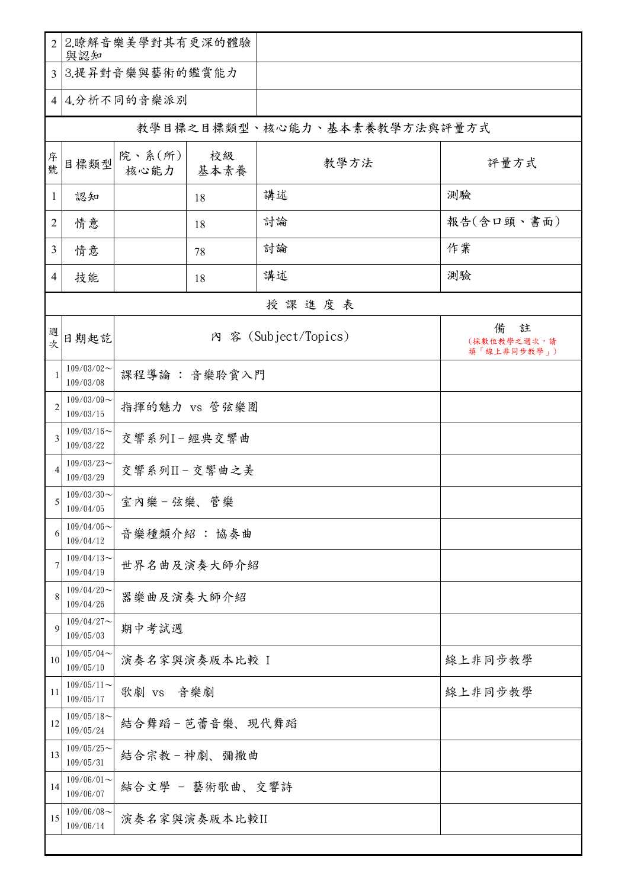| | | |
|---|---|---|
| 2 | 2.瞭解音樂美學對其有更深的體驗與認知 | |
| 3 | 3.提昇對音樂與藝術的鑑賞能力 | |
| 4 | 4.分析不同的音樂派別 | |

**教學目標之目標類型、核心能力、基本素養教學方法與評量方式**

| 序號 | 目標類型 | 院、系(所)核心能力 | 校級基本素養 | 教學方法 | 評量方式 |
|---|---|---|---|---|---|
| 1 | 認知 | | 18 | 講述 | 測驗 |
| 2 | 情意 | | 18 | 討論 | 報告(含口頭、書面) |
| 3 | 情意 | | 78 | 討論 | 作業 |
| 4 | 技能 | | 18 | 講述 | 測驗 |

**授 課 進 度 表**

| 週次 | 日期起訖 | 內 容 (Subject/Topics) | 備 註 (採數位教學之週次，請填「線上非同步教學」) |
|---|---|---|---|
| 1 | 109/03/02～109/03/08 | 課程導論 ： 音樂聆賞入門 | |
| 2 | 109/03/09～109/03/15 | 指揮的魅力 vs 管弦樂團 | |
| 3 | 109/03/16～109/03/22 | 交響系列I－經典交響曲 | |
| 4 | 109/03/23～109/03/29 | 交響系列II－交響曲之美 | |
| 5 | 109/03/30～109/04/05 | 室內樂－弦樂、管樂 | |
| 6 | 109/04/06～109/04/12 | 音樂種類介紹 ： 協奏曲 | |
| 7 | 109/04/13～109/04/19 | 世界名曲及演奏大師介紹 | |
| 8 | 109/04/20～109/04/26 | 器樂曲及演奏大師介紹 | |
| 9 | 109/04/27～109/05/03 | 期中考試週 | |
| 10 | 109/05/04～109/05/10 | 演奏名家與演奏版本比較 I | 線上非同步教學 |
| 11 | 109/05/11～109/05/17 | 歌劇 vs 音樂劇 | 線上非同步教學 |
| 12 | 109/05/18～109/05/24 | 結合舞蹈－芭蕾音樂、現代舞蹈 | |
| 13 | 109/05/25～109/05/31 | 結合宗教－神劇、彌撒曲 | |
| 14 | 109/06/01～109/06/07 | 結合文學 － 藝術歌曲、交響詩 | |
| 15 | 109/06/08～109/06/14 | 演奏名家與演奏版本比較II | |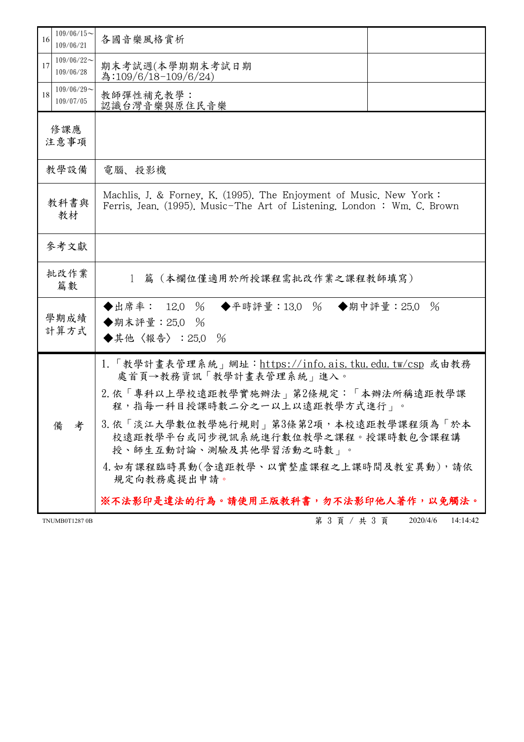| | | | |
|---|---|---|---|
| 16 | 109/06/15～<br>109/06/21 | 各國音樂風格賞析 | |
| 17 | 109/06/22～<br>109/06/28 | 期末考試週(本學期期末考試日期為:109/6/18-109/6/24) | |
| 18 | 109/06/29～<br>109/07/05 | 教師彈性補充教學：<br>認識台灣音樂與原住民音樂 | |

| | |
|---|---|
| 修課應注意事項 | |
| 教學設備 | 電腦、投影機 |
| 教科書與教材 | Machlis, J. & Forney, K. (1995). The Enjoyment of Music. New York：<br>Ferris, Jean. (1995). Music-The Art of Listening. London ： Wm. C. Brown |
| 參考文獻 | |
| 批改作業篇數 | 1 篇（本欄位僅適用於所授課程需批改作業之課程教師填寫） |
| 學期成績計算方式 | ◆出席率： 12.0 ％ ◆平時評量：13.0 ％ ◆期中評量：25.0 ％<br>◆期末評量：25.0 ％<br>◆其他〈報告〉：25.0 ％ |
| 備　考 | 1.「教學計畫表管理系統」網址：https://info.ais.tku.edu.tw/csp 或由教務處首頁→教務資訊「教學計畫表管理系統」進入。<br>2.依「專科以上學校遠距教學實施辦法」第2條規定：「本辦法所稱遠距教學課程，指每一科目授課時數二分之一以上以遠距教學方式進行」。<br>3.依「淡江大學數位教學施行規則」第3條第2項，本校遠距教學課程須為「於本校遠距教學平台或同步視訊系統進行數位教學之課程。授課時數包含課程講授、師生互動討論、測驗及其他學習活動之時數」。<br>4.如有課程臨時異動(含遠距教學、以實整虛課程之上課時間及教室異動)，請依規定向教務處提出申請。<br>**※不法影印是違法的行為。請使用正版教科書，勿不法影印他人著作，以免觸法。** |

TNUMB0T1287 0B　　2020/4/6　14:14:42